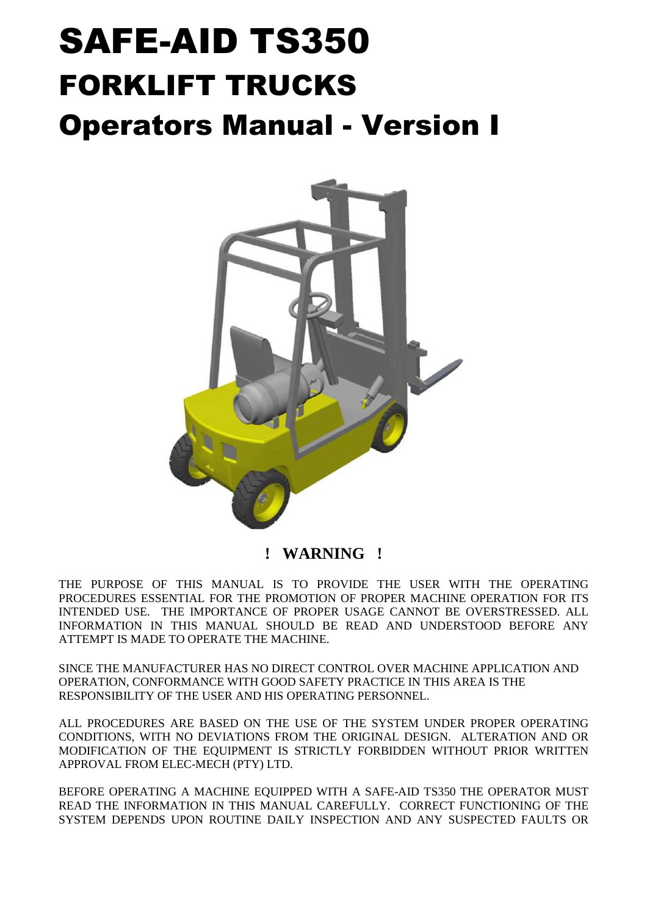# SAFE-AID TS350

# FORKLIFT TRUCKS

# Operators Manual - Version I

**! WARNING !**

THE PURPOSE OF THIS MANUAL IS TO PROVIDE THE USER WITH THE OPERATING PROCEDURES ESSENTIAL FOR THE PROMOTION OF PROPER MACHINE OPERATION FOR ITS INTENDED USE. THE IMPORTANCE OF PROPER USAGE CANNOT BE OVERSTRESSED. ALL INFORMATION IN THIS MANUAL SHOULD BE READ AND UNDERSTOOD BEFORE ANY ATTEMPT IS MADE TO OPERATE THE MACHINE.

SINCE THE MANUFACTURER HAS NO DIRECT CONTROL OVER MACHINE APPLICATION AND OPERATION, CONFORMANCE WITH GOOD SAFETY PRACTICE IN THIS AREA IS THE RESPONSIBILITY OF THE USER AND HIS OPERATING PERSONNEL.

ALL PROCEDURES ARE BASED ON THE USE OF THE SYSTEM UNDER PROPER OPERATING CONDITIONS, WITH NO DEVIATIONS FROM THE ORIGINAL DESIGN. ALTERATION AND OR MODIFICATION OF THE EQUIPMENT IS STRICTLY FORBIDDEN WITHOUT PRIOR WRITTEN APPROVAL FROM ELEC-MECH (PTY) LTD.

BEFORE OPERATING A MACHINE EQUIPPED WITH A SAFE-AID TS350 THE OPERATOR MUST READ THE INFORMATION IN THIS MANUAL CAREFULLY. CORRECT FUNCTIONING OF THE SYSTEM DEPENDS UPON ROUTINE DAILY INSPECTION AND ANY SUSPECTED FAULTS OR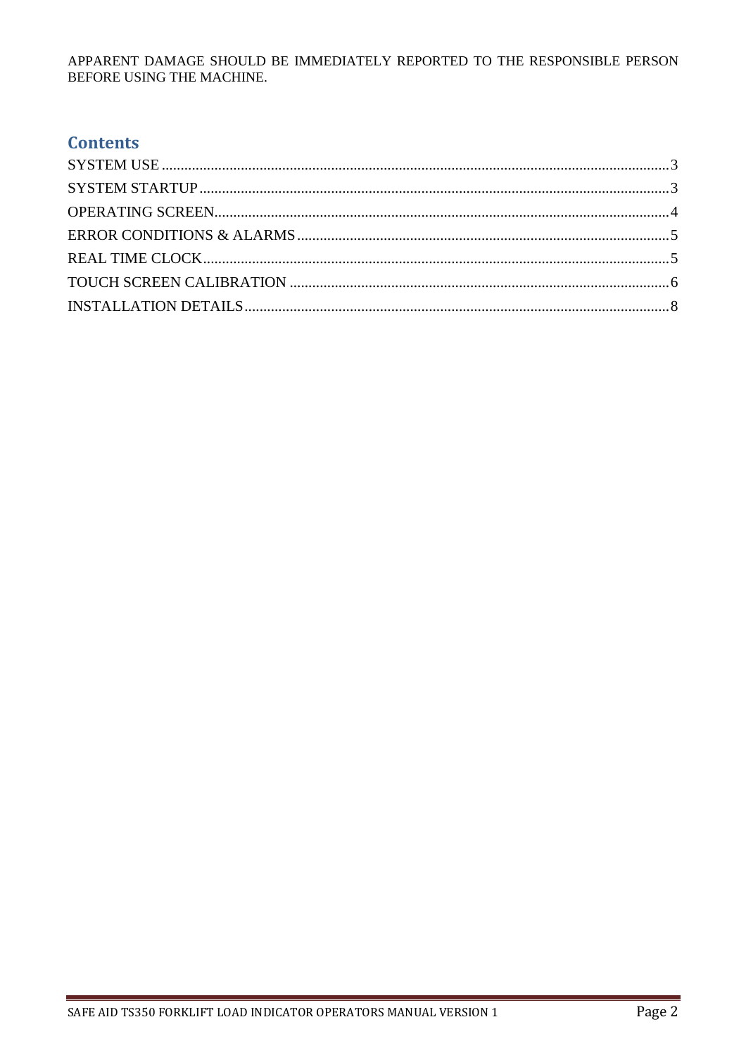APPARENT DAMAGE SHOULD BE IMMEDIATELY REPORTED TO THE RESPONSIBLE PERSON BEFORE USING THE MACHINE.

## Contents

SYSTEM USE ..... 3
SYSTEM STARTUP ..... 3
OPERATING SCREEN ..... 4
ERROR CONDITIONS & ALARMS ..... 5
REAL TIME CLOCK ..... 5
TOUCH SCREEN CALIBRATION ..... 6
INSTALLATION DETAILS ..... 8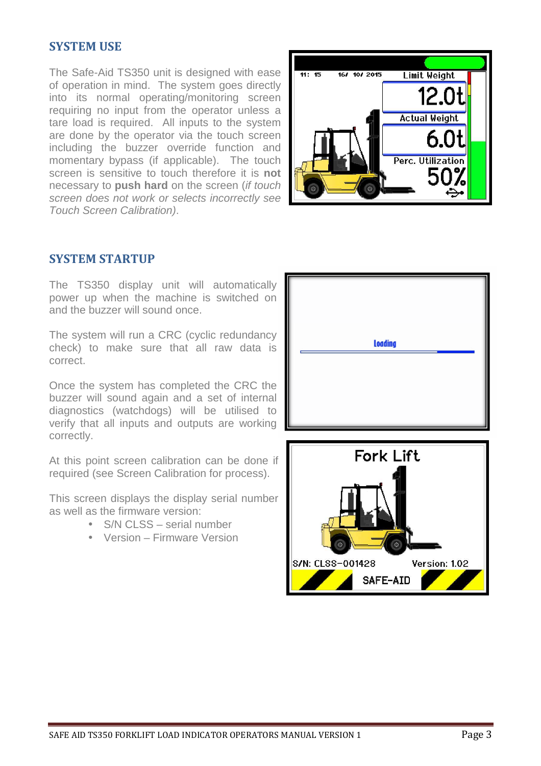## SYSTEM USE

The Safe-Aid TS350 unit is designed with ease of operation in mind. The system goes directly into its normal operating/monitoring screen requiring no input from the operator unless a tare load is required. All inputs to the system are done by the operator via the touch screen including the buzzer override function and momentary bypass (if applicable). The touch screen is sensitive to touch therefore it is **not** necessary to **push hard** on the screen (*if touch screen does not work or selects incorrectly see Touch Screen Calibration)*.

## SYSTEM STARTUP

The TS350 display unit will automatically power up when the machine is switched on and the buzzer will sound once.

The system will run a CRC (cyclic redundancy check) to make sure that all raw data is correct.

Once the system has completed the CRC the buzzer will sound again and a set of internal diagnostics (watchdogs) will be utilised to verify that all inputs and outputs are working correctly.

At this point screen calibration can be done if required (see Screen Calibration for process).

This screen displays the display serial number as well as the firmware version:

- S/N CLSS – serial number
- Version – Firmware Version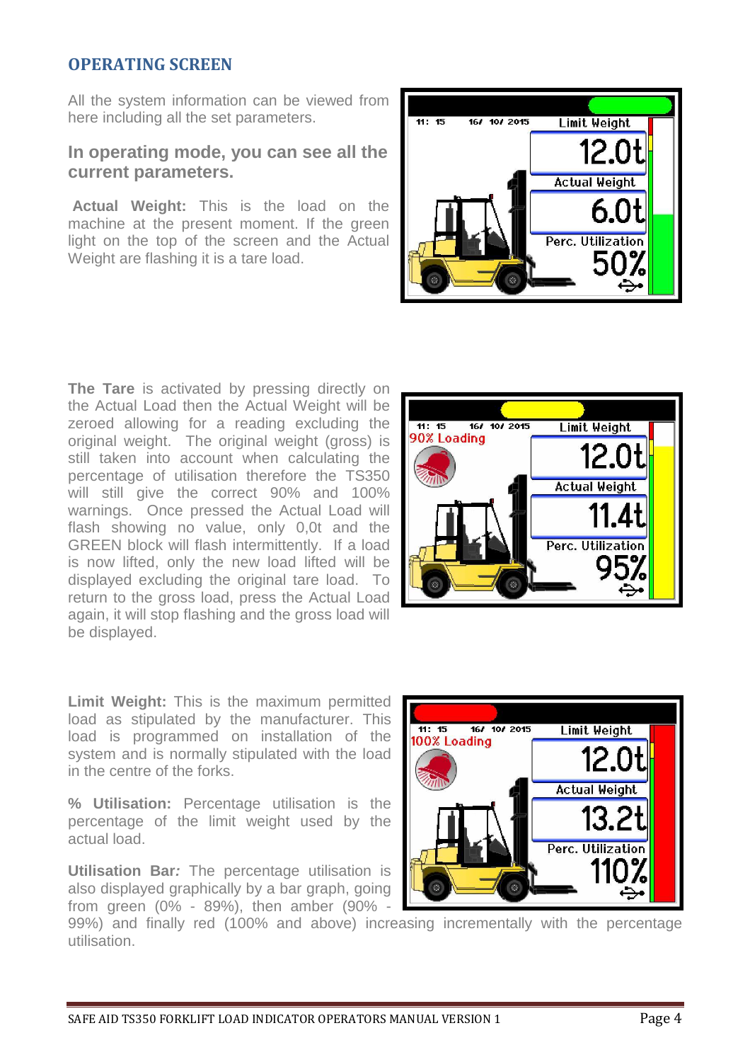## OPERATING SCREEN

All the system information can be viewed from here including all the set parameters.

### In operating mode, you can see all the current parameters.

**Actual Weight:** This is the load on the machine at the present moment. If the green light on the top of the screen and the Actual Weight are flashing it is a tare load.

**The Tare** is activated by pressing directly on the Actual Load then the Actual Weight will be zeroed allowing for a reading excluding the original weight. The original weight (gross) is still taken into account when calculating the percentage of utilisation therefore the TS350 will still give the correct 90% and 100% warnings. Once pressed the Actual Load will flash showing no value, only 0,0t and the GREEN block will flash intermittently. If a load is now lifted, only the new load lifted will be displayed excluding the original tare load. To return to the gross load, press the Actual Load again, it will stop flashing and the gross load will be displayed.

**Limit Weight:** This is the maximum permitted load as stipulated by the manufacturer. This load is programmed on installation of the system and is normally stipulated with the load in the centre of the forks.

**% Utilisation:** Percentage utilisation is the percentage of the limit weight used by the actual load.

**Utilisation Bar***:* The percentage utilisation is also displayed graphically by a bar graph, going from green (0% - 89%), then amber (90% - 99%) and finally red (100% and above) increasing incrementally with the percentage utilisation.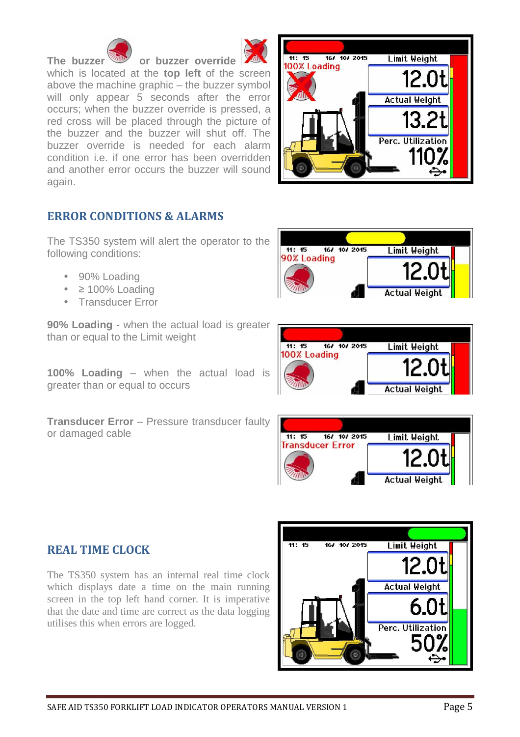**The buzzer** or **buzzer override** which is located at the **top left** of the screen above the machine graphic – the buzzer symbol will only appear 5 seconds after the error occurs; when the buzzer override is pressed, a red cross will be placed through the picture of the buzzer and the buzzer will shut off. The buzzer override is needed for each alarm condition i.e. if one error has been overridden and another error occurs the buzzer will sound again.

## ERROR CONDITIONS & ALARMS

The TS350 system will alert the operator to the following conditions:

- 90% Loading
- ≥ 100% Loading
- Transducer Error

**90% Loading** - when the actual load is greater than or equal to the Limit weight

**100% Loading** – when the actual load is greater than or equal to occurs

**Transducer Error** – Pressure transducer faulty or damaged cable

## REAL TIME CLOCK

The TS350 system has an internal real time clock which displays date a time on the main running screen in the top left hand corner. It is imperative that the date and time are correct as the data logging utilises this when errors are logged.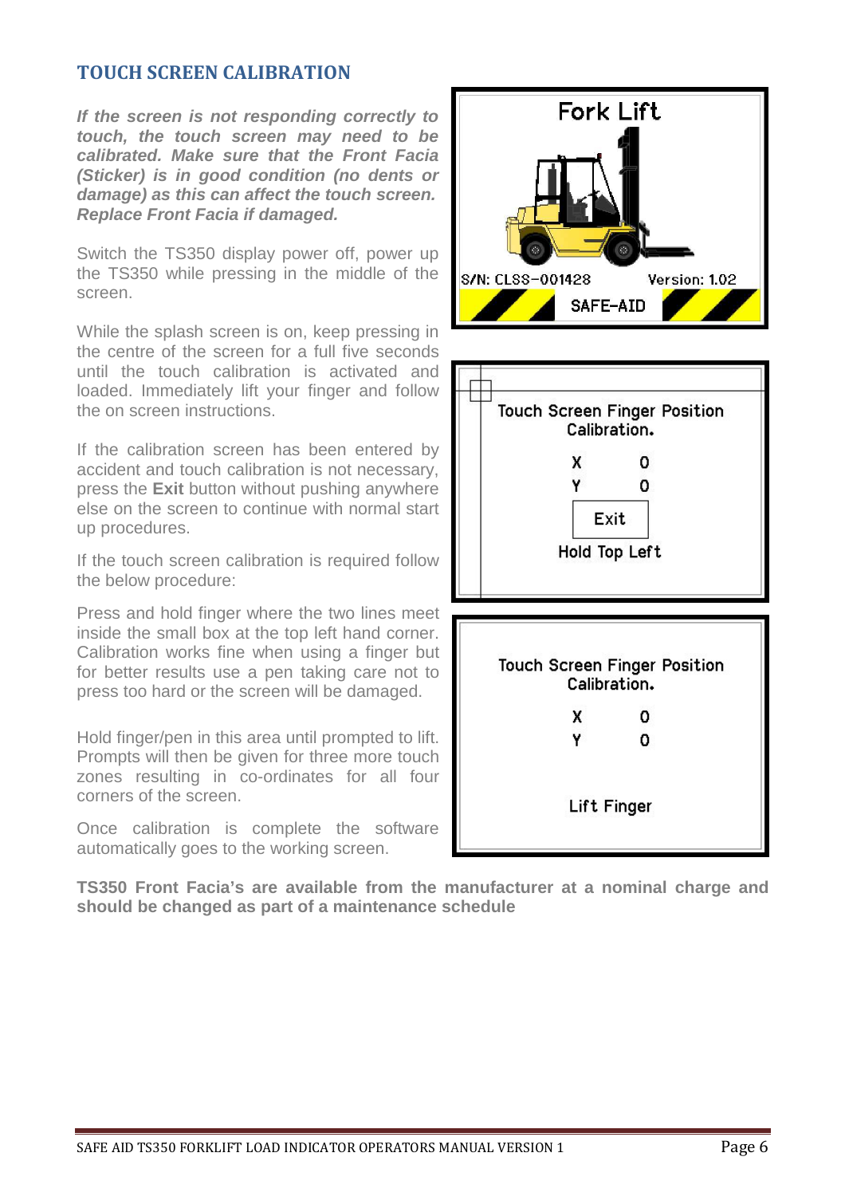## TOUCH SCREEN CALIBRATION

***If the screen is not responding correctly to touch, the touch screen may need to be calibrated. Make sure that the Front Facia (Sticker) is in good condition (no dents or damage) as this can affect the touch screen. Replace Front Facia if damaged.***

Switch the TS350 display power off, power up the TS350 while pressing in the middle of the screen.

While the splash screen is on, keep pressing in the centre of the screen for a full five seconds until the touch calibration is activated and loaded. Immediately lift your finger and follow the on screen instructions.

If the calibration screen has been entered by accident and touch calibration is not necessary, press the **Exit** button without pushing anywhere else on the screen to continue with normal start up procedures.

If the touch screen calibration is required follow the below procedure:

Press and hold finger where the two lines meet inside the small box at the top left hand corner. Calibration works fine when using a finger but for better results use a pen taking care not to press too hard or the screen will be damaged.

Hold finger/pen in this area until prompted to lift. Prompts will then be given for three more touch zones resulting in co-ordinates for all four corners of the screen.

Once calibration is complete the software automatically goes to the working screen.

**TS350 Front Facia's are available from the manufacturer at a nominal charge and should be changed as part of a maintenance schedule**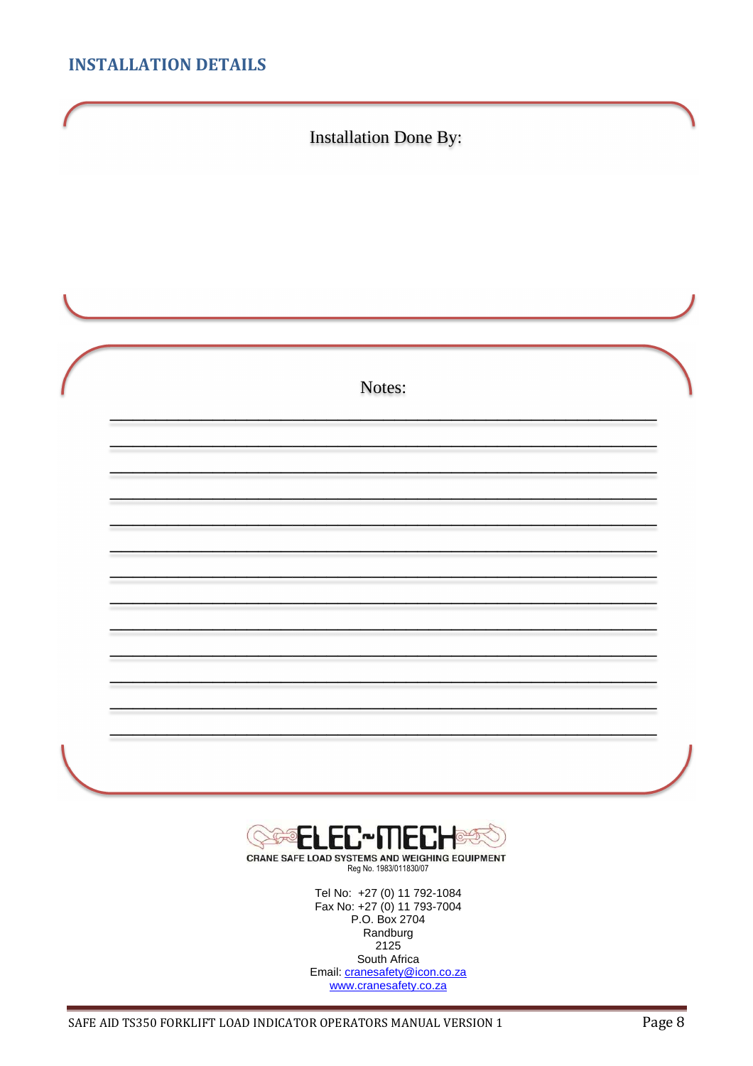## INSTALLATION DETAILS

Installation Done By:

Notes:

\_\_\_\_\_\_\_\_\_\_\_\_\_\_\_\_\_\_\_\_\_\_\_\_\_\_\_\_\_\_\_\_\_\_\_\_\_\_\_\_\_\_\_\_\_\_\_\_\_\_\_\_\_\_\_\_\_\_\_\_\_\_\_\_\_\_\_\_

\_\_\_\_\_\_\_\_\_\_\_\_\_\_\_\_\_\_\_\_\_\_\_\_\_\_\_\_\_\_\_\_\_\_\_\_\_\_\_\_\_\_\_\_\_\_\_\_\_\_\_\_\_\_\_\_\_\_\_\_\_\_\_\_\_\_\_\_

\_\_\_\_\_\_\_\_\_\_\_\_\_\_\_\_\_\_\_\_\_\_\_\_\_\_\_\_\_\_\_\_\_\_\_\_\_\_\_\_\_\_\_\_\_\_\_\_\_\_\_\_\_\_\_\_\_\_\_\_\_\_\_\_\_\_\_\_

\_\_\_\_\_\_\_\_\_\_\_\_\_\_\_\_\_\_\_\_\_\_\_\_\_\_\_\_\_\_\_\_\_\_\_\_\_\_\_\_\_\_\_\_\_\_\_\_\_\_\_\_\_\_\_\_\_\_\_\_\_\_\_\_\_\_\_\_

\_\_\_\_\_\_\_\_\_\_\_\_\_\_\_\_\_\_\_\_\_\_\_\_\_\_\_\_\_\_\_\_\_\_\_\_\_\_\_\_\_\_\_\_\_\_\_\_\_\_\_\_\_\_\_\_\_\_\_\_\_\_\_\_\_\_\_\_

\_\_\_\_\_\_\_\_\_\_\_\_\_\_\_\_\_\_\_\_\_\_\_\_\_\_\_\_\_\_\_\_\_\_\_\_\_\_\_\_\_\_\_\_\_\_\_\_\_\_\_\_\_\_\_\_\_\_\_\_\_\_\_\_\_\_\_\_

\_\_\_\_\_\_\_\_\_\_\_\_\_\_\_\_\_\_\_\_\_\_\_\_\_\_\_\_\_\_\_\_\_\_\_\_\_\_\_\_\_\_\_\_\_\_\_\_\_\_\_\_\_\_\_\_\_\_\_\_\_\_\_\_\_\_\_\_

\_\_\_\_\_\_\_\_\_\_\_\_\_\_\_\_\_\_\_\_\_\_\_\_\_\_\_\_\_\_\_\_\_\_\_\_\_\_\_\_\_\_\_\_\_\_\_\_\_\_\_\_\_\_\_\_\_\_\_\_\_\_\_\_\_\_\_\_

\_\_\_\_\_\_\_\_\_\_\_\_\_\_\_\_\_\_\_\_\_\_\_\_\_\_\_\_\_\_\_\_\_\_\_\_\_\_\_\_\_\_\_\_\_\_\_\_\_\_\_\_\_\_\_\_\_\_\_\_\_\_\_\_\_\_\_\_

\_\_\_\_\_\_\_\_\_\_\_\_\_\_\_\_\_\_\_\_\_\_\_\_\_\_\_\_\_\_\_\_\_\_\_\_\_\_\_\_\_\_\_\_\_\_\_\_\_\_\_\_\_\_\_\_\_\_\_\_\_\_\_\_\_\_\_\_

\_\_\_\_\_\_\_\_\_\_\_\_\_\_\_\_\_\_\_\_\_\_\_\_\_\_\_\_\_\_\_\_\_\_\_\_\_\_\_\_\_\_\_\_\_\_\_\_\_\_\_\_\_\_\_\_\_\_\_\_\_\_\_\_\_\_\_\_

\_\_\_\_\_\_\_\_\_\_\_\_\_\_\_\_\_\_\_\_\_\_\_\_\_\_\_\_\_\_\_\_\_\_\_\_\_\_\_\_\_\_\_\_\_\_\_\_\_\_\_\_\_\_\_\_\_\_\_\_\_\_\_\_\_\_\_\_

\_\_\_\_\_\_\_\_\_\_\_\_\_\_\_\_\_\_\_\_\_\_\_\_\_\_\_\_\_\_\_\_\_\_\_\_\_\_\_\_\_\_\_\_\_\_\_\_\_\_\_\_\_\_\_\_\_\_\_\_\_\_\_\_\_\_\_\_

ELEC~MECH

CRANE SAFE LOAD SYSTEMS AND WEIGHING EQUIPMENT

Reg No. 1983/011830/07

Tel No: +27 (0) 11 792-1084
Fax No: +27 (0) 11 793-7004
P.O. Box 2704
Randburg
2125
South Africa
Email: cranesafety@icon.co.za
www.cranesafety.co.za